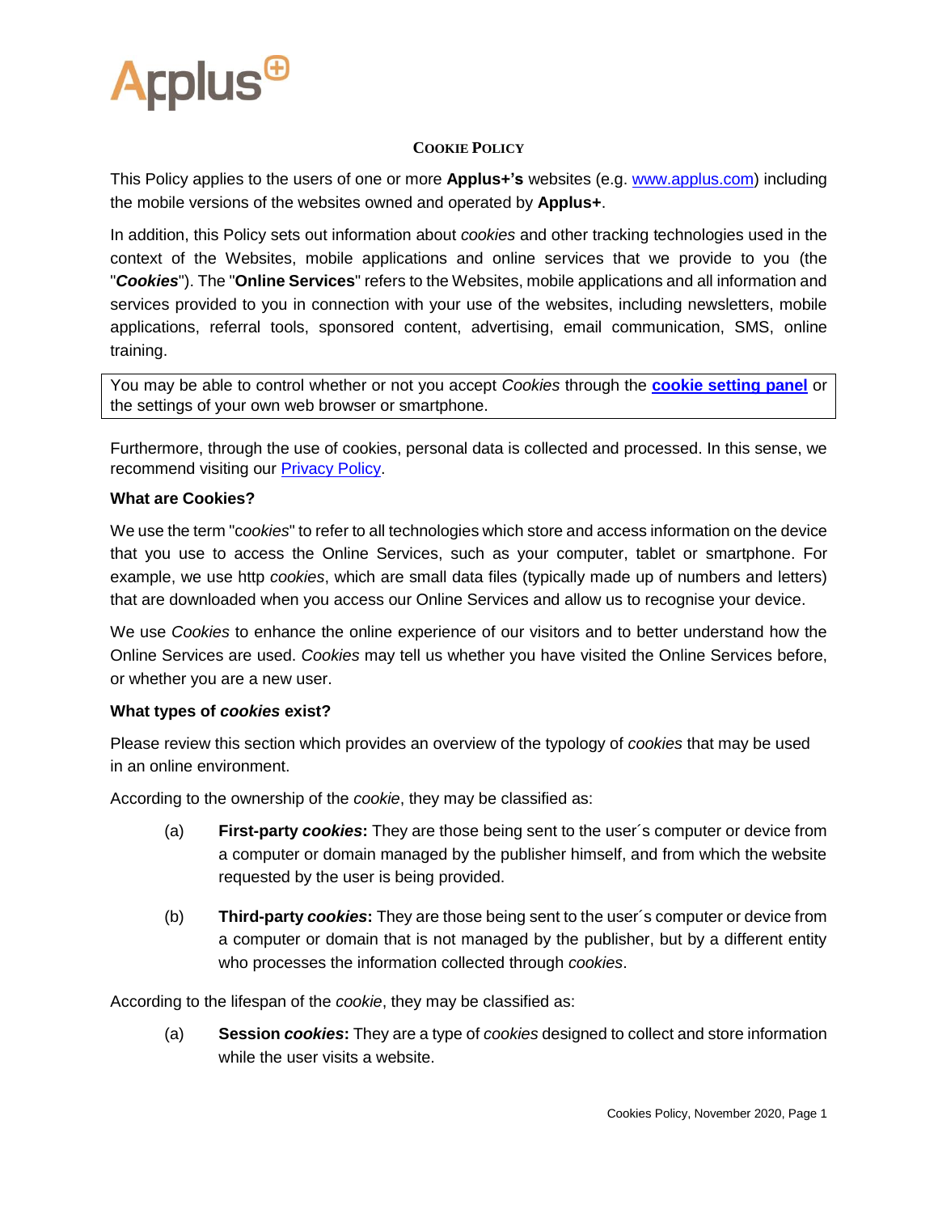# COOKIE POLICY

This Policy applies to the users of one or more **Applus+'s** websites (e.g. [www.applus.com](www.applus.com)) including the mobile versions of the websites owned and operated by **Applus+**.

In addition, this Policy sets out information about *cookies* and other tracking technologies used in the context of the Websites, mobile applications and online services that we provide to you (the "***Cookies***"). The "**Online Services**" refers to the Websites, mobile applications and all information and services provided to you in connection with your use of the websites, including newsletters, mobile applications, referral tools, sponsored content, advertising, email communication, SMS, online training.

> You may be able to control whether or not you accept *Cookies* through the **cookie setting panel** or the settings of your own web browser or smartphone.

Furthermore, through the use of cookies, personal data is collected and processed. In this sense, we recommend visiting our Privacy Policy.

**What are Cookies?**

We use the term "*cookies*" to refer to all technologies which store and access information on the device that you use to access the Online Services, such as your computer, tablet or smartphone. For example, we use http *cookies*, which are small data files (typically made up of numbers and letters) that are downloaded when you access our Online Services and allow us to recognise your device.

We use *Cookies* to enhance the online experience of our visitors and to better understand how the Online Services are used. *Cookies* may tell us whether you have visited the Online Services before, or whether you are a new user.

**What types of *cookies* exist?**

Please review this section which provides an overview of the typology of *cookies* that may be used in an online environment.

According to the ownership of the *cookie*, they may be classified as:

(a) **First-party *cookies*:** They are those being sent to the user´s computer or device from a computer or domain managed by the publisher himself, and from which the website requested by the user is being provided.

(b) **Third-party *cookies*:** They are those being sent to the user´s computer or device from a computer or domain that is not managed by the publisher, but by a different entity who processes the information collected through *cookies*.

According to the lifespan of the *cookie*, they may be classified as:

(a) **Session *cookies*:** They are a type of *cookies* designed to collect and store information while the user visits a website.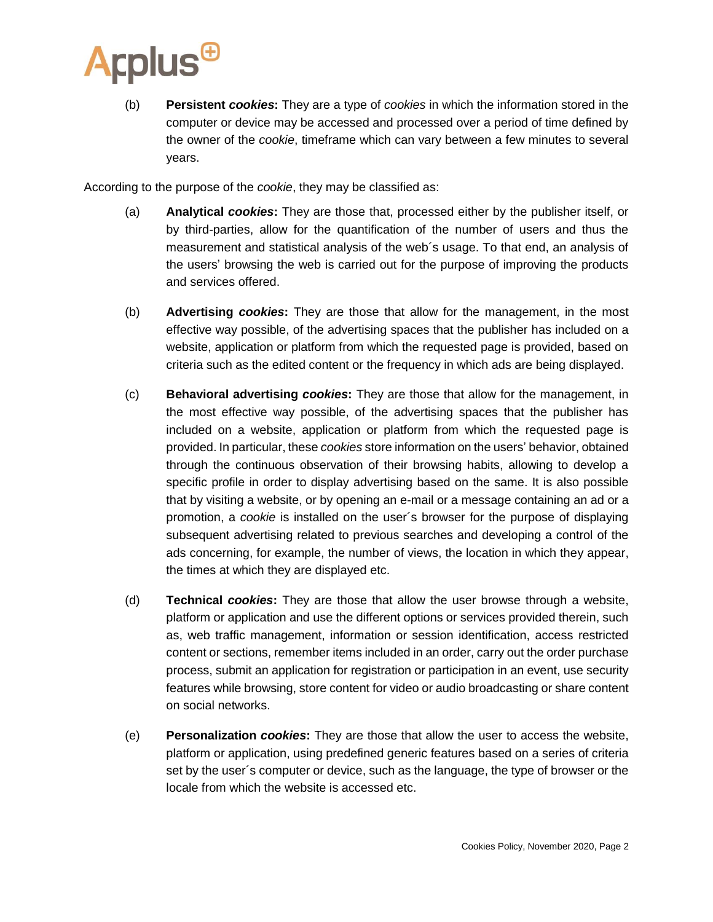(b) **Persistent *cookies*:** They are a type of *cookies* in which the information stored in the computer or device may be accessed and processed over a period of time defined by the owner of the *cookie*, timeframe which can vary between a few minutes to several years.

According to the purpose of the *cookie*, they may be classified as:

(a) **Analytical *cookies*:** They are those that, processed either by the publisher itself, or by third-parties, allow for the quantification of the number of users and thus the measurement and statistical analysis of the web´s usage. To that end, an analysis of the users' browsing the web is carried out for the purpose of improving the products and services offered.

(b) **Advertising *cookies*:** They are those that allow for the management, in the most effective way possible, of the advertising spaces that the publisher has included on a website, application or platform from which the requested page is provided, based on criteria such as the edited content or the frequency in which ads are being displayed.

(c) **Behavioral advertising *cookies*:** They are those that allow for the management, in the most effective way possible, of the advertising spaces that the publisher has included on a website, application or platform from which the requested page is provided. In particular, these *cookies* store information on the users' behavior, obtained through the continuous observation of their browsing habits, allowing to develop a specific profile in order to display advertising based on the same. It is also possible that by visiting a website, or by opening an e-mail or a message containing an ad or a promotion, a *cookie* is installed on the user´s browser for the purpose of displaying subsequent advertising related to previous searches and developing a control of the ads concerning, for example, the number of views, the location in which they appear, the times at which they are displayed etc.

(d) **Technical *cookies*:** They are those that allow the user browse through a website, platform or application and use the different options or services provided therein, such as, web traffic management, information or session identification, access restricted content or sections, remember items included in an order, carry out the order purchase process, submit an application for registration or participation in an event, use security features while browsing, store content for video or audio broadcasting or share content on social networks.

(e) **Personalization *cookies*:** They are those that allow the user to access the website, platform or application, using predefined generic features based on a series of criteria set by the user´s computer or device, such as the language, the type of browser or the locale from which the website is accessed etc.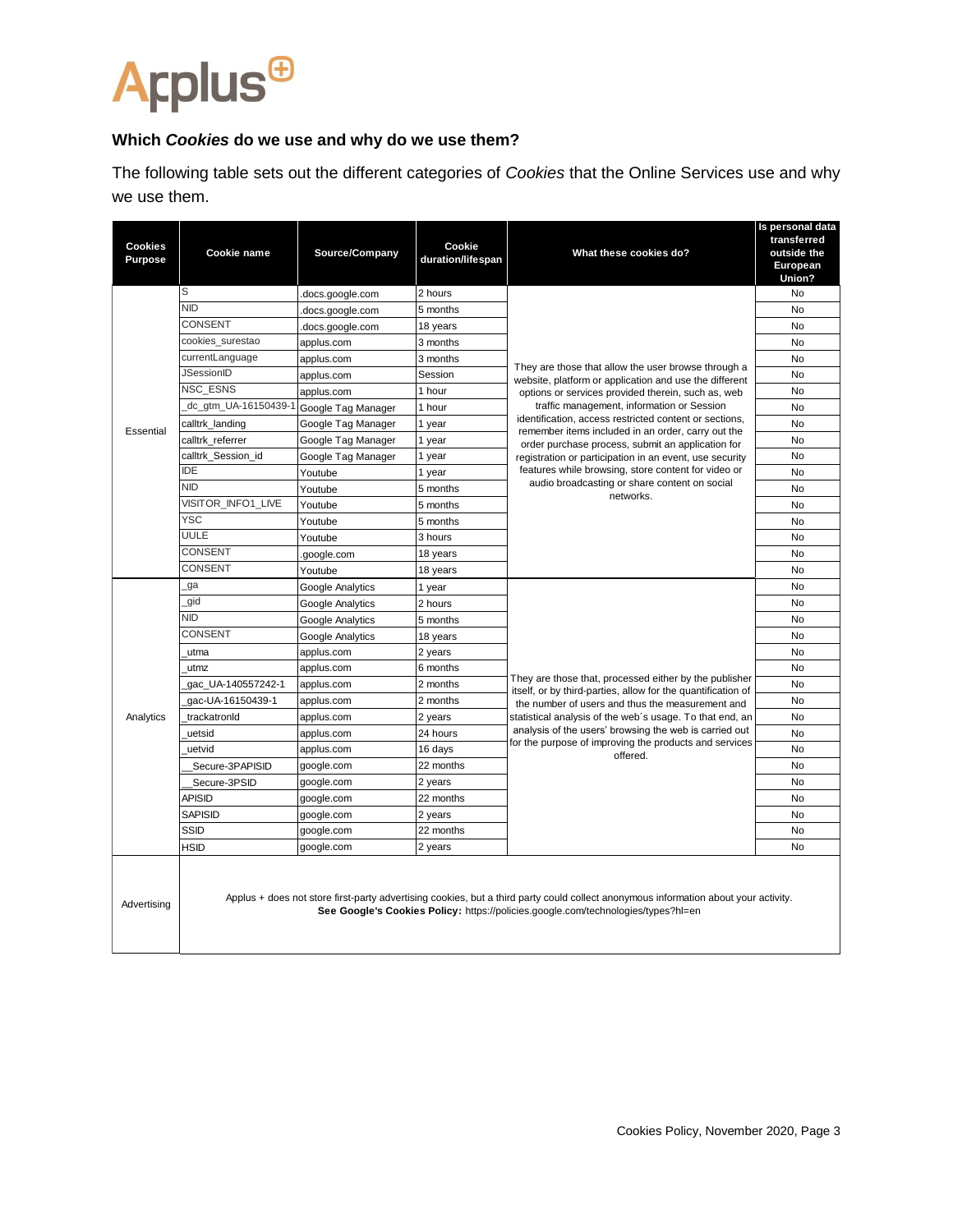## Which *Cookies* do we use and why do we use them?

The following table sets out the different categories of *Cookies* that the Online Services use and why we use them.

| Cookies Purpose | Cookie name | Source/Company | Cookie duration/lifespan | What these cookies do? | Is personal data transferred outside the European Union? |
|---|---|---|---|---|---|
| Essential | S | .docs.google.com | 2 hours | They are those that allow the user browse through a website, platform or application and use the different options or services provided therein, such as, web traffic management, information or Session identification, access restricted content or sections, remember items included in an order, carry out the order purchase process, submit an application for registration or participation in an event, use security features while browsing, store content for video or audio broadcasting or share content on social networks. | No |
| | NID | .docs.google.com | 5 months | | No |
| | CONSENT | .docs.google.com | 18 years | | No |
| | cookies_surestao | applus.com | 3 months | | No |
| | currentLanguage | applus.com | 3 months | | No |
| | JSessionID | applus.com | Session | | No |
| | NSC_ESNS | applus.com | 1 hour | | No |
| | _dc_gtm_UA-16150439-1 | Google Tag Manager | 1 hour | | No |
| | calltrk_landing | Google Tag Manager | 1 year | | No |
| | calltrk_referrer | Google Tag Manager | 1 year | | No |
| | calltrk_Session_id | Google Tag Manager | 1 year | | No |
| | IDE | Youtube | 1 year | | No |
| | NID | Youtube | 5 months | | No |
| | VISITOR_INFO1_LIVE | Youtube | 5 months | | No |
| | YSC | Youtube | 5 months | | No |
| | UULE | Youtube | 3 hours | | No |
| | CONSENT | .google.com | 18 years | | No |
| | CONSENT | Youtube | 18 years | | No |
| Analytics | _ga | Google Analytics | 1 year | They are those that, processed either by the publisher itself, or by third-parties, allow for the quantification of the number of users and thus the measurement and statistical analysis of the web´s usage. To that end, an analysis of the users' browsing the web is carried out for the purpose of improving the products and services offered. | No |
| | _gid | Google Analytics | 2 hours | | No |
| | NID | Google Analytics | 5 months | | No |
| | CONSENT | Google Analytics | 18 years | | No |
| | _utma | applus.com | 2 years | | No |
| | _utmz | applus.com | 6 months | | No |
| | _gac_UA-140557242-1 | applus.com | 2 months | | No |
| | _gac-UA-16150439-1 | applus.com | 2 months | | No |
| | _trackatronId | applus.com | 2 years | | No |
| | _uetsid | applus.com | 24 hours | | No |
| | _uetvid | applus.com | 16 days | | No |
| | __Secure-3PAPISID | google.com | 22 months | | No |
| | __Secure-3PSID | google.com | 2 years | | No |
| | APISID | google.com | 22 months | | No |
| | SAPISID | google.com | 2 years | | No |
| | SSID | google.com | 22 months | | No |
| | HSID | google.com | 2 years | | No |
| Advertising | Applus + does not store first-party advertising cookies, but a third party could collect anonymous information about your activity. **See Google's Cookies Policy:** https://policies.google.com/technologies/types?hl=en | | | | |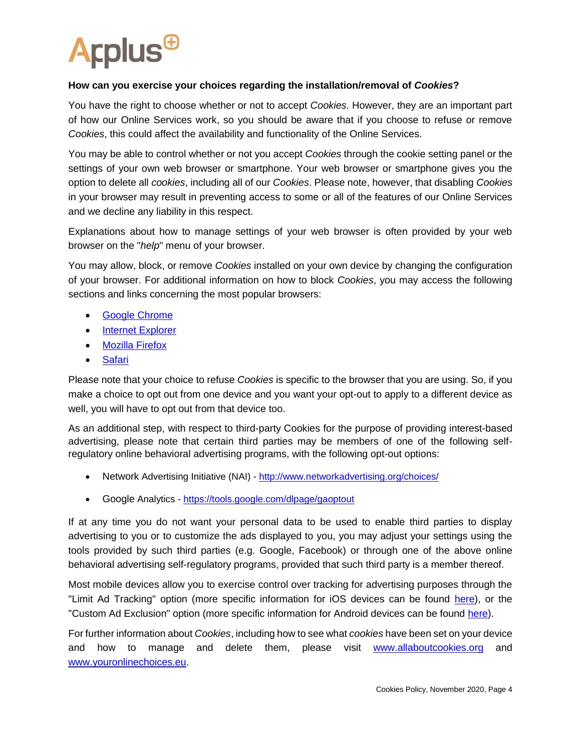**How can you exercise your choices regarding the installation/removal of *Cookies*?**

You have the right to choose whether or not to accept *Cookies*. However, they are an important part of how our Online Services work, so you should be aware that if you choose to refuse or remove *Cookies*, this could affect the availability and functionality of the Online Services.

You may be able to control whether or not you accept *Cookies* through the cookie setting panel or the settings of your own web browser or smartphone. Your web browser or smartphone gives you the option to delete all *cookies*, including all of our *Cookies*. Please note, however, that disabling *Cookies* in your browser may result in preventing access to some or all of the features of our Online Services and we decline any liability in this respect.

Explanations about how to manage settings of your web browser is often provided by your web browser on the "*help*" menu of your browser.

You may allow, block, or remove *Cookies* installed on your own device by changing the configuration of your browser. For additional information on how to block *Cookies*, you may access the following sections and links concerning the most popular browsers:

- Google Chrome
- Internet Explorer
- Mozilla Firefox
- Safari

Please note that your choice to refuse *Cookies* is specific to the browser that you are using. So, if you make a choice to opt out from one device and you want your opt-out to apply to a different device as well, you will have to opt out from that device too.

As an additional step, with respect to third-party Cookies for the purpose of providing interest-based advertising, please note that certain third parties may be members of one of the following self-regulatory online behavioral advertising programs, with the following opt-out options:

- Network Advertising Initiative (NAI) - http://www.networkadvertising.org/choices/
- Google Analytics - https://tools.google.com/dlpage/gaoptout

If at any time you do not want your personal data to be used to enable third parties to display advertising to you or to customize the ads displayed to you, you may adjust your settings using the tools provided by such third parties (e.g. Google, Facebook) or through one of the above online behavioral advertising self-regulatory programs, provided that such third party is a member thereof.

Most mobile devices allow you to exercise control over tracking for advertising purposes through the "Limit Ad Tracking" option (more specific information for iOS devices can be found here), or the "Custom Ad Exclusion" option (more specific information for Android devices can be found here).

For further information about *Cookies*, including how to see what *cookies* have been set on your device and how to manage and delete them, please visit www.allaboutcookies.org and www.youronlinechoices.eu.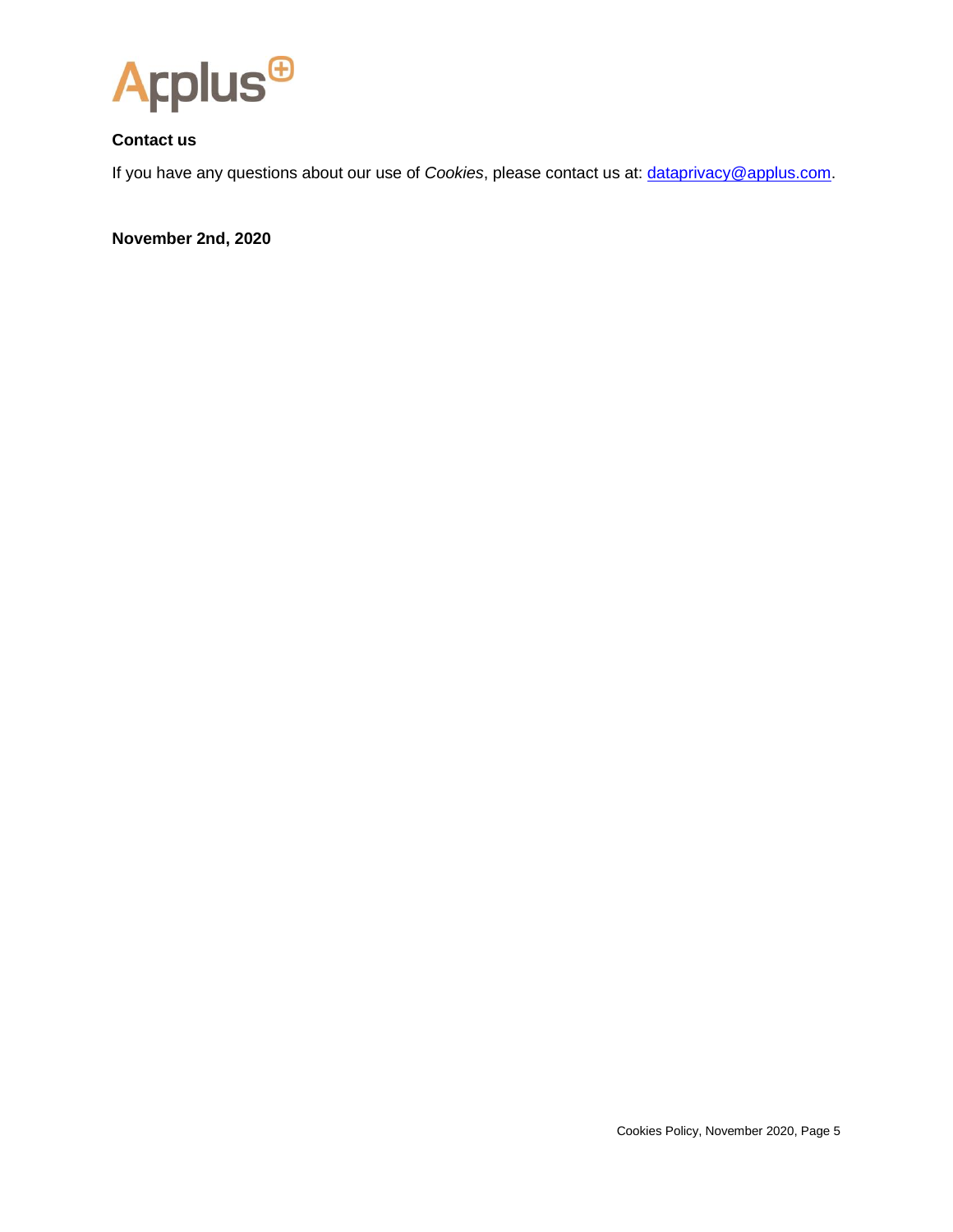**Contact us**

If you have any questions about our use of *Cookies*, please contact us at: dataprivacy@applus.com.

**November 2nd, 2020**